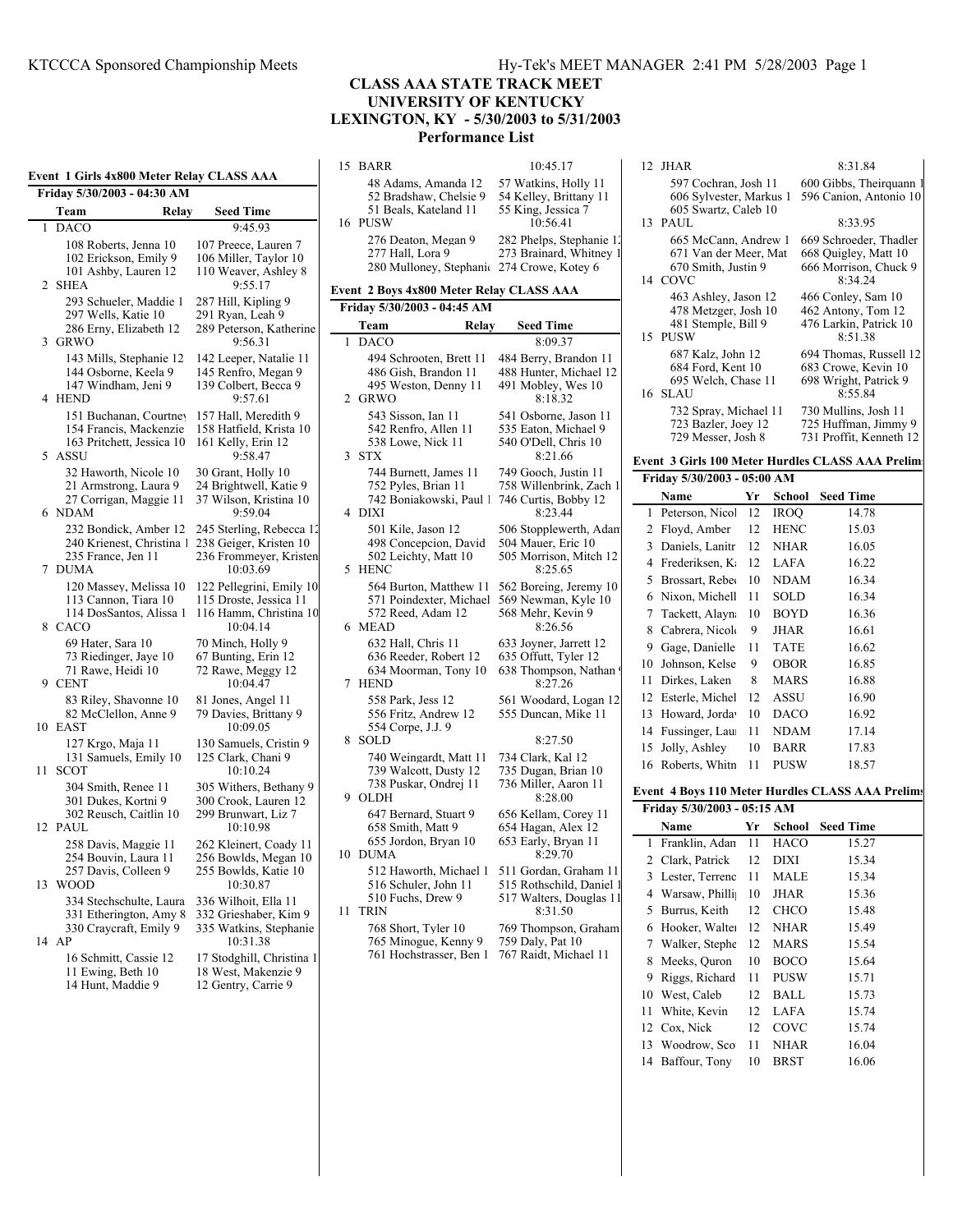# CLASS AAA STATE TRACK MEET
## UNIVERSITY OF KENTUCKY
## LEXINGTON, KY - 5/30/2003 to 5/31/2003
## Performance List

### Event 1 Girls 4x800 Meter Relay CLASS AAA

**Friday 5/30/2003 - 04:30 AM**

| | Team | Relay | Seed Time |
|---|---|---|---|
| 1 | DACO | | 9:45.93 |
| | 108 Roberts, Jenna 10 | 107 Preece, Lauren 7 | |
| | 102 Erickson, Emily 9 | 106 Miller, Taylor 10 | |
| | 101 Ashby, Lauren 12 | 110 Weaver, Ashley 8 | |
| 2 | SHEA | | 9:55.17 |
| | 293 Schueler, Maddie 1 | 287 Hill, Kipling 9 | |
| | 297 Wells, Katie 10 | 291 Ryan, Leah 9 | |
| | 286 Erny, Elizabeth 12 | 289 Peterson, Katherine | |
| 3 | GRWO | | 9:56.31 |
| | 143 Mills, Stephanie 12 | 142 Leeper, Natalie 11 | |
| | 144 Osborne, Keela 9 | 145 Renfro, Megan 9 | |
| | 147 Windham, Jeni 9 | 139 Colbert, Becca 9 | |
| 4 | HEND | | 9:57.61 |
| | 151 Buchanan, Courtney | 157 Hall, Meredith 9 | |
| | 154 Francis, Mackenzie | 158 Hatfield, Krista 10 | |
| | 163 Pritchett, Jessica 10 | 161 Kelly, Erin 12 | |
| 5 | ASSU | | 9:58.47 |
| | 32 Haworth, Nicole 10 | 30 Grant, Holly 10 | |
| | 21 Armstrong, Laura 9 | 24 Brightwell, Katie 9 | |
| | 27 Corrigan, Maggie 11 | 37 Wilson, Kristina 10 | |
| 6 | NDAM | | 9:59.04 |
| | 232 Bondick, Amber 12 | 245 Sterling, Rebecca 12 | |
| | 240 Krienest, Christina 1 | 238 Geiger, Kristen 10 | |
| | 235 France, Jen 11 | 236 Frommeyer, Kristen | |
| 7 | DUMA | | 10:03.69 |
| | 120 Massey, Melissa 10 | 122 Pellegrini, Emily 10 | |
| | 113 Cannon, Tiara 10 | 115 Droste, Jessica 11 | |
| | 114 DosSantos, Alissa 1 | 116 Hamm, Christina 10 | |
| 8 | CACO | | 10:04.14 |
| | 69 Hater, Sara 10 | 70 Minch, Holly 9 | |
| | 73 Riedinger, Jaye 10 | 67 Bunting, Erin 12 | |
| | 71 Rawe, Heidi 10 | 72 Rawe, Meggy 12 | |
| 9 | CENT | | 10:04.47 |
| | 83 Riley, Shavonne 10 | 81 Jones, Angel 11 | |
| | 82 McClellon, Anne 9 | 79 Davies, Brittany 9 | |
| 10 | EAST | | 10:09.05 |
| | 127 Krgo, Maja 11 | 130 Samuels, Cristin 9 | |
| | 131 Samuels, Emily 10 | 125 Clark, Chani 9 | |
| 11 | SCOT | | 10:10.24 |
| | 304 Smith, Renee 11 | 305 Withers, Bethany 9 | |
| | 301 Dukes, Kortni 9 | 300 Crook, Lauren 12 | |
| | 302 Reusch, Caitlin 10 | 299 Brunwart, Liz 7 | |
| 12 | PAUL | | 10:10.98 |
| | 258 Davis, Maggie 11 | 262 Kleinert, Coady 11 | |
| | 254 Bouvin, Laura 11 | 256 Bowlds, Megan 10 | |
| | 257 Davis, Colleen 9 | 255 Bowlds, Katie 10 | |
| 13 | WOOD | | 10:30.87 |
| | 334 Stechschulte, Laura | 336 Wilhoit, Ella 11 | |
| | 331 Etherington, Amy 8 | 332 Grieshaber, Kim 9 | |
| | 330 Craycraft, Emily 9 | 335 Watkins, Stephanie | |
| 14 | AP | | 10:31.38 |
| | 16 Schmitt, Cassie 12 | 17 Stodghill, Christina 1 | |
| | 11 Ewing, Beth 10 | 18 West, Makenzie 9 | |
| | 14 Hunt, Maddie 9 | 12 Gentry, Carrie 9 | |
| 15 | BARR | | 10:45.17 |
| | 48 Adams, Amanda 12 | 57 Watkins, Holly 11 | |
| | 52 Bradshaw, Chelsie 9 | 54 Kelley, Brittany 11 | |
| | 51 Beals, Kateland 11 | 55 King, Jessica 7 | |
| 16 | PUSW | | 10:56.41 |
| | 276 Deaton, Megan 9 | 282 Phelps, Stephanie 12 | |
| | 277 Hall, Lora 9 | 273 Brainard, Whitney 1 | |
| | 280 Mulloney, Stephanie | 274 Crowe, Kotey 6 | |

### Event 2 Boys 4x800 Meter Relay CLASS AAA

**Friday 5/30/2003 - 04:45 AM**

| | Team | Relay | Seed Time |
|---|---|---|---|
| 1 | DACO | | 8:09.37 |
| | 494 Schrooten, Brett 11 | 484 Berry, Brandon 11 | |
| | 486 Gish, Brandon 11 | 488 Hunter, Michael 12 | |
| | 495 Weston, Denny 11 | 491 Mobley, Wes 10 | |
| 2 | GRWO | | 8:18.32 |
| | 543 Sisson, Ian 11 | 541 Osborne, Jason 11 | |
| | 542 Renfro, Allen 11 | 535 Eaton, Michael 9 | |
| | 538 Lowe, Nick 11 | 540 O'Dell, Chris 10 | |
| 3 | STX | | 8:21.66 |
| | 744 Burnett, James 11 | 749 Gooch, Justin 11 | |
| | 752 Pyles, Brian 11 | 758 Willenbrink, Zach 1 | |
| | 742 Boniakowski, Paul 1 | 746 Curtis, Bobby 12 | |
| 4 | DIXI | | 8:23.44 |
| | 501 Kile, Jason 12 | 506 Stopplewerth, Adam | |
| | 498 Concepcion, David | 504 Mauer, Eric 10 | |
| | 502 Leichty, Matt 10 | 505 Morrison, Mitch 12 | |
| 5 | HENC | | 8:25.65 |
| | 564 Burton, Matthew 11 | 562 Boreing, Jeremy 10 | |
| | 571 Poindexter, Michael | 569 Newman, Kyle 10 | |
| | 572 Reed, Adam 12 | 568 Mehr, Kevin 9 | |
| 6 | MEAD | | 8:26.56 |
| | 632 Hall, Chris 11 | 633 Joyner, Jarrett 12 | |
| | 636 Reeder, Robert 12 | 635 Offutt, Tyler 12 | |
| | 634 Moorman, Tony 10 | 638 Thompson, Nathan | |
| 7 | HEND | | 8:27.26 |
| | 558 Park, Jess 12 | 561 Woodard, Logan 12 | |
| | 556 Fritz, Andrew 12 | 555 Duncan, Mike 11 | |
| | 554 Corpe, J.J. 9 | | |
| 8 | SOLD | | 8:27.50 |
| | 740 Weingardt, Matt 11 | 734 Clark, Kal 12 | |
| | 739 Walcott, Dusty 12 | 735 Dugan, Brian 10 | |
| | 738 Puskar, Ondrej 11 | 736 Miller, Aaron 11 | |
| 9 | OLDH | | 8:28.00 |
| | 647 Bernard, Stuart 9 | 656 Kellam, Corey 11 | |
| | 658 Smith, Matt 9 | 654 Hagan, Alex 12 | |
| | 655 Jordon, Bryan 10 | 653 Early, Bryan 11 | |
| 10 | DUMA | | 8:29.70 |
| | 512 Haworth, Michael 1 | 511 Gordan, Graham 11 | |
| | 516 Schuler, John 11 | 515 Rothschild, Daniel 1 | |
| | 510 Fuchs, Drew 9 | 517 Walters, Douglas 11 | |
| 11 | TRIN | | 8:31.50 |
| | 768 Short, Tyler 10 | 769 Thompson, Graham | |
| | 765 Minogue, Kenny 9 | 759 Daly, Pat 10 | |
| | 761 Hochstrasser, Ben 1 | 767 Raidt, Michael 11 | |
| 12 | JHAR | | 8:31.84 |
| | 597 Cochran, Josh 11 | 600 Gibbs, Theirquann 1 | |
| | 606 Sylvester, Markus 1 | 596 Canion, Antonio 10 | |
| | 605 Swartz, Caleb 10 | | |
| 13 | PAUL | | 8:33.95 |
| | 665 McCann, Andrew 1 | 669 Schroeder, Thadler | |
| | 671 Van der Meer, Mat | 668 Quigley, Matt 10 | |
| | 670 Smith, Justin 9 | 666 Morrison, Chuck 9 | |
| 14 | COVC | | 8:34.24 |
| | 463 Ashley, Jason 12 | 466 Conley, Sam 10 | |
| | 478 Metzger, Josh 10 | 462 Antony, Tom 12 | |
| | 481 Stemple, Bill 9 | 476 Larkin, Patrick 10 | |
| 15 | PUSW | | 8:51.38 |
| | 687 Kalz, John 12 | 694 Thomas, Russell 12 | |
| | 684 Ford, Kent 10 | 683 Crowe, Kevin 10 | |
| | 695 Welch, Chase 11 | 698 Wright, Patrick 9 | |
| 16 | SLAU | | 8:55.84 |
| | 732 Spray, Michael 11 | 730 Mullins, Josh 11 | |
| | 723 Bazler, Joey 12 | 725 Huffman, Jimmy 9 | |
| | 729 Messer, Josh 8 | 731 Proffit, Kenneth 12 | |

### Event 3 Girls 100 Meter Hurdles CLASS AAA Prelims

**Friday 5/30/2003 - 05:00 AM**

| | Name | Yr | School | Seed Time |
|---|---|---|---|---|
| 1 | Peterson, Nicol | 12 | IROQ | 14.78 |
| 2 | Floyd, Amber | 12 | HENC | 15.03 |
| 3 | Daniels, Lanitr | 12 | NHAR | 16.05 |
| 4 | Frederiksen, Ka | 12 | LAFA | 16.22 |
| 5 | Brossart, Rebe | 10 | NDAM | 16.34 |
| 6 | Nixon, Michell | 11 | SOLD | 16.34 |
| 7 | Tackett, Alayn | 10 | BOYD | 16.36 |
| 8 | Cabrera, Nicol | 9 | JHAR | 16.61 |
| 9 | Gage, Danielle | 11 | TATE | 16.62 |
| 10 | Johnson, Kelse | 9 | OBOR | 16.85 |
| 11 | Dirkes, Laken | 8 | MARS | 16.88 |
| 12 | Esterle, Michel | 12 | ASSU | 16.90 |
| 13 | Howard, Jorda | 10 | DACO | 16.92 |
| 14 | Fussinger, Lau | 11 | NDAM | 17.14 |
| 15 | Jolly, Ashley | 10 | BARR | 17.83 |
| 16 | Roberts, Whitn | 11 | PUSW | 18.57 |

### Event 4 Boys 110 Meter Hurdles CLASS AAA Prelims

**Friday 5/30/2003 - 05:15 AM**

| | Name | Yr | School | Seed Time |
|---|---|---|---|---|
| 1 | Franklin, Adan | 11 | HACO | 15.27 |
| 2 | Clark, Patrick | 12 | DIXI | 15.34 |
| 3 | Lester, Terrenc | 11 | MALE | 15.34 |
| 4 | Warsaw, Phillip | 10 | JHAR | 15.36 |
| 5 | Burrus, Keith | 12 | CHCO | 15.48 |
| 6 | Hooker, Walter | 12 | NHAR | 15.49 |
| 7 | Walker, Stephe | 12 | MARS | 15.54 |
| 8 | Meeks, Quron | 10 | BOCO | 15.64 |
| 9 | Riggs, Richard | 11 | PUSW | 15.71 |
| 10 | West, Caleb | 12 | BALL | 15.73 |
| 11 | White, Kevin | 12 | LAFA | 15.74 |
| 12 | Cox, Nick | 12 | COVC | 15.74 |
| 13 | Woodrow, Sco | 11 | NHAR | 16.04 |
| 14 | Baffour, Tony | 10 | BRST | 16.06 |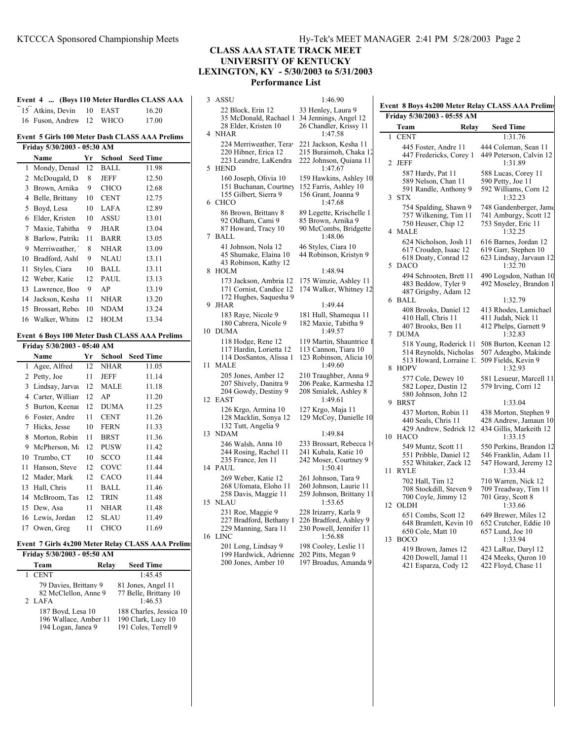# CLASS AAA STATE TRACK MEET
## UNIVERSITY OF KENTUCKY
## LEXINGTON, KY - 5/30/2003 to 5/31/2003
## Performance List

### Event 4 ... (Boys 110 Meter Hurdles CLASS AAA

| | Name | Yr | School | Seed Time |
|---|---|---|---|---|
| 15 | Atkins, Devin | 10 | EAST | 16.20 |
| 16 | Fuson, Andrew | 12 | WHCO | 17.00 |

### Event 5 Girls 100 Meter Dash CLASS AAA Prelims

Friday 5/30/2003 - 05:30 AM

| | Name | Yr | School | Seed Time |
|---|---|---|---|---|
| 1 | Mondy, Denasl | 12 | BALL | 11.98 |
| 2 | McDougald, D | 8 | JEFF | 12.50 |
| 3 | Brown, Arnika | 9 | CHCO | 12.68 |
| 4 | Belle, Brittany | 10 | CENT | 12.75 |
| 5 | Boyd, Lesa | 10 | LAFA | 12.89 |
| 6 | Elder, Kristen | 10 | ASSU | 13.01 |
| 7 | Maxie, Tabitha | 9 | JHAR | 13.04 |
| 8 | Barlow, Patrika | 11 | BARR | 13.05 |
| 9 | Merriweather, ' | 8 | NHAR | 13.09 |
| 10 | Bradford, Ashl | 9 | NLAU | 13.11 |
| 11 | Styles, Ciara | 10 | BALL | 13.11 |
| 12 | Weber, Katie | 12 | PAUL | 13.13 |
| 13 | Lawrence, Boo | 9 | AP | 13.19 |
| 14 | Jackson, Kesha | 11 | NHAR | 13.20 |
| 15 | Brossart, Rebec | 10 | NDAM | 13.24 |
| 16 | Walker, Whitn | 12 | HOLM | 13.34 |

### Event 6 Boys 100 Meter Dash CLASS AAA Prelims

Friday 5/30/2003 - 05:40 AM

| | Name | Yr | School | Seed Time |
|---|---|---|---|---|
| 1 | Agee, Alfred | 12 | NHAR | 11.05 |
| 2 | Petty, Joe | 11 | JEFF | 11.14 |
| 3 | Lindsay, Jarvau | 12 | MALE | 11.18 |
| 4 | Carter, Williarr | 12 | AP | 11.20 |
| 5 | Burton, Keenar | 12 | DUMA | 11.25 |
| 6 | Foster, Andre | 11 | CENT | 11.26 |
| 7 | Hicks, Jesse | 10 | FERN | 11.33 |
| 8 | Morton, Robin | 11 | BRST | 11.36 |
| 9 | McPherson, M | 12 | PUSW | 11.42 |
| 10 | Trumbo, CT | 10 | SCCO | 11.44 |
| 11 | Hanson, Steve | 12 | COVC | 11.44 |
| 12 | Mader, Mark | 12 | CACO | 11.44 |
| 13 | Hall, Chris | 11 | BALL | 11.46 |
| 14 | McBroom, Tas | 12 | TRIN | 11.48 |
| 15 | Dew, Asa | 11 | NHAR | 11.48 |
| 16 | Lewis, Jordan | 12 | SLAU | 11.49 |
| 17 | Owen, Greg | 11 | CHCO | 11.69 |

### Event 7 Girls 4x200 Meter Relay CLASS AAA Prelims

Friday 5/30/2003 - 05:50 AM

| | Team | Relay | Seed Time |
|---|---|---|---|
| 1 | CENT | | 1:45.45 |
| | 79 Davies, Brittany 9 | 81 Jones, Angel 11 | |
| | 82 McClellon, Anne 9 | 77 Belle, Brittany 10 | |
| 2 | LAFA | | 1:46.53 |
| | 187 Boyd, Lesa 10 | 188 Charles, Jessica 10 | |
| | 196 Wallace, Amber 11 | 190 Clark, Lucy 10 | |
| | 194 Logan, Janea 9 | 191 Coles, Terrell 9 | |
| 3 | ASSU | | 1:46.90 |
| | 22 Block, Erin 12 | 33 Henley, Laura 9 | |
| | 35 McDonald, Rachael 1 | 34 Jennings, Angel 12 | |
| | 28 Elder, Kristen 10 | 26 Chandler, Krissy 11 | |
| 4 | NHAR | | 1:47.58 |
| | 224 Merriweather, Tera | 221 Jackson, Kesha 11 | |
| | 220 Hibner, Erica 12 | 215 Buraimoh, Chaka 12 | |
| | 223 Leandre, LaKendra | 222 Johnson, Quiana 11 | |
| 5 | HEND | | 1:47.67 |
| | 160 Joseph, Olivia 10 | 159 Hawkins, Ashley 10 | |
| | 151 Buchanan, Courtney | 152 Farris, Ashley 10 | |
| | 155 Gilbert, Sierra 9 | 156 Grant, Joanna 9 | |
| 6 | CHCO | | 1:47.68 |
| | 86 Brown, Brittany 8 | 89 Legette, Krischelle 1 | |
| | 92 Oldham, Cami 9 | 85 Brown, Arnika 9 | |
| | 87 Howard, Tracy 10 | 90 McCombs, Bridgette | |
| 7 | BALL | | 1:48.06 |
| | 41 Johnson, Nola 12 | 46 Styles, Ciara 10 | |
| | 45 Shumake, Elaina 10 | 44 Robinson, Kristyn 9 | |
| | 43 Robinson, Kathy 12 | | |
| 8 | HOLM | | 1:48.94 |
| | 173 Jackson, Ambria 12 | 175 Wimzie, Ashley 11 | |
| | 171 Cornist, Candice 12 | 174 Walker, Whitney 12 | |
| | 172 Hughes, Saquesha 9 | | |
| 9 | JHAR | | 1:49.44 |
| | 183 Raye, Nicole 9 | 181 Hull, Shamequa 11 | |
| | 180 Cabrera, Nicole 9 | 182 Maxie, Tabitha 9 | |
| 10 | DUMA | | 1:49.57 |
| | 118 Hodge, Rene 12 | 119 Martin, Shauntrice 1 | |
| | 117 Hardin, Lorietta 12 | 113 Cannon, Tiara 10 | |
| | 114 DosSantos, Alissa 1 | 123 Robinson, Alicia 10 | |
| 11 | MALE | | 1:49.60 |
| | 205 Jones, Amber 12 | 210 Traughber, Anna 9 | |
| | 207 Shively, Danitra 9 | 206 Peake, Karmesha 12 | |
| | 204 Gowdy, Destiny 9 | 208 Smialek, Ashley 8 | |
| 12 | EAST | | 1:49.61 |
| | 126 Krgo, Armina 10 | 127 Krgo, Maja 11 | |
| | 128 Macklin, Sonya 12 | 129 McCoy, Danielle 10 | |
| | 132 Tutt, Angelia 9 | | |
| 13 | NDAM | | 1:49.84 |
| | 246 Walsh, Anna 10 | 233 Brossart, Rebecca 10 | |
| | 244 Rosing, Rachel 11 | 241 Kubala, Katie 10 | |
| | 235 France, Jen 11 | 242 Moser, Courtney 9 | |
| 14 | PAUL | | 1:50.41 |
| | 269 Weber, Katie 12 | 261 Johnson, Tara 9 | |
| | 268 Ufomata, Eloho 11 | 260 Johnson, Laurie 11 | |
| | 258 Davis, Maggie 11 | 259 Johnson, Brittany 11 | |
| 15 | NLAU | | 1:53.65 |
| | 231 Roe, Maggie 9 | 228 Irizarry, Karla 9 | |
| | 227 Bradford, Bethany 1 | 226 Bradford, Ashley 9 | |
| | 229 Manning, Sara 11 | 230 Powell, Jennifer 11 | |
| 16 | LINC | | 1:56.88 |
| | 201 Long, Lindsay 9 | 198 Cooley, Leslie 11 | |
| | 199 Hardwick, Adrienne | 202 Pitts, Megan 9 | |
| | 200 Jones, Amber 10 | 197 Broadus, Amanda 9 | |

### Event 8 Boys 4x200 Meter Relay CLASS AAA Prelims

Friday 5/30/2003 - 05:55 AM

| | Team | Relay | Seed Time |
|---|---|---|---|
| 1 | CENT | | 1:31.76 |
| | 445 Foster, Andre 11 | 444 Coleman, Sean 11 | |
| | 447 Fredericks, Corey 1 | 449 Peterson, Calvin 12 | |
| 2 | JEFF | | 1:31.89 |
| | 587 Hardy, Pat 11 | 588 Lucas, Corey 11 | |
| | 589 Nelson, Chan 11 | 590 Petty, Joe 11 | |
| | 591 Randle, Anthony 9 | 592 Williams, Corn 12 | |
| 3 | STX | | 1:32.23 |
| | 754 Spalding, Shawn 9 | 748 Gandenberger, Jame | |
| | 757 Wilkening, Tim 11 | 741 Amburgy, Scott 12 | |
| | 750 Heuser, Chip 12 | 753 Snyder, Eric 11 | |
| 4 | MALE | | 1:32.25 |
| | 624 Nicholson, Josh 11 | 616 Barnes, Jordan 12 | |
| | 617 Croudep, Isaac 12 | 619 Garr, Stephen 10 | |
| | 618 Doaty, Conrad 12 | 623 Lindsay, Jarvaun 12 | |
| 5 | DACO | | 1:32.70 |
| | 494 Schrooten, Brett 11 | 490 Logsdon, Nathan 10 | |
| | 483 Beddow, Tyler 9 | 492 Moseley, Brandon 1 | |
| | 487 Grigsby, Adam 12 | | |
| 6 | BALL | | 1:32.79 |
| | 408 Brooks, Daniel 12 | 413 Rhodes, Lamichael | |
| | 410 Hall, Chris 11 | 411 Judah, Nick 11 | |
| | 407 Brooks, Ben 11 | 412 Phelps, Garnett 9 | |
| 7 | DUMA | | 1:32.83 |
| | 518 Young, Roderick 11 | 508 Burton, Keenan 12 | |
| | 514 Reynolds, Nicholas | 507 Adeagbo, Makinde | |
| | 513 Howard, Lorraine 1 | 509 Fields, Kevin 9 | |
| 8 | HOPV | | 1:32.93 |
| | 577 Cole, Dewey 10 | 581 Lesueur, Marcell 11 | |
| | 582 Lopez, Dustin 12 | 579 Irving, Corri 12 | |
| | 580 Johnson, John 12 | | |
| 9 | BRST | | 1:33.04 |
| | 437 Morton, Robin 11 | 438 Morton, Stephen 9 | |
| | 440 Seals, Chris 11 | 428 Andrew, Jamaun 10 | |
| | 429 Andrew, Sedrick 12 | 434 Gillis, Markeith 12 | |
| 10 | HACO | | 1:33.15 |
| | 549 Muntz, Scott 11 | 550 Perkins, Brandon 12 | |
| | 551 Pribble, Daniel 12 | 546 Franklin, Adam 11 | |
| | 552 Whitaker, Zack 12 | 547 Howard, Jeremy 12 | |
| 11 | RYLE | | 1:33.44 |
| | 702 Hall, Tim 12 | 710 Warren, Nick 12 | |
| | 708 Stockdill, Steven 9 | 709 Treadway, Tim 11 | |
| | 700 Coyle, Jimmy 12 | 701 Gray, Scott 8 | |
| 12 | OLDH | | 1:33.66 |
| | 651 Combs, Scott 12 | 649 Brewer, Miles 12 | |
| | 648 Bramlett, Kevin 10 | 652 Crutcher, Eddie 10 | |
| | 650 Cole, Matt 10 | 657 Lund, Joe 10 | |
| 13 | BOCO | | 1:33.94 |
| | 419 Brown, James 12 | 423 LaRue, Daryl 12 | |
| | 420 Dowell, Jamal 11 | 424 Meeks, Quron 10 | |
| | 421 Esparza, Cody 12 | 422 Floyd, Chase 11 | |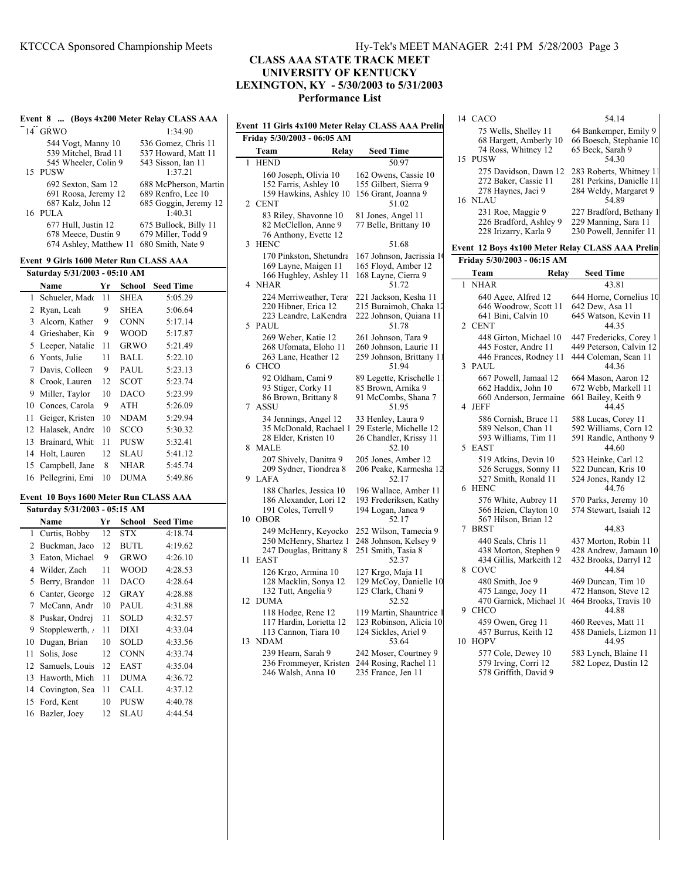## CLASS AAA STATE TRACK MEET
## UNIVERSITY OF KENTUCKY
## LEXINGTON, KY - 5/30/2003 to 5/31/2003
## Performance List

### Event 8 ... (Boys 4x200 Meter Relay CLASS AAA

| | Team | Seed Time |
|---|---|---|
| 14 | GRWO | 1:34.90 |
| | 544 Vogt, Manny 10; 536 Gomez, Chris 11; 539 Mitchel, Brad 11; 537 Howard, Matt 11; 545 Wheeler, Colin 9; 543 Sisson, Ian 11 | |
| 15 | PUSW | 1:37.21 |
| | 692 Sexton, Sam 12; 688 McPherson, Martin; 691 Roosa, Jeremy 12; 689 Renfro, Lee 10; 687 Kalz, John 12; 685 Goggin, Jeremy 12 | |
| 16 | PULA | 1:40.31 |
| | 677 Hull, Justin 12; 675 Bullock, Billy 11; 678 Meece, Dustin 9; 679 Miller, Todd 9; 674 Ashley, Matthew 11; 680 Smith, Nate 9 | |

### Event 9 Girls 1600 Meter Run CLASS AAA

Saturday 5/31/2003 - 05:10 AM

| | Name | Yr | School | Seed Time |
|---|---|---|---|---|
| 1 | Schueler, Madc | 11 | SHEA | 5:05.29 |
| 2 | Ryan, Leah | 9 | SHEA | 5:06.64 |
| 3 | Alcorn, Kather | 9 | CONN | 5:17.14 |
| 4 | Grieshaber, Kin | 9 | WOOD | 5:17.87 |
| 5 | Leeper, Natalie | 11 | GRWO | 5:21.49 |
| 6 | Yonts, Julie | 11 | BALL | 5:22.10 |
| 7 | Davis, Colleen | 9 | PAUL | 5:23.13 |
| 8 | Crook, Lauren | 12 | SCOT | 5:23.74 |
| 9 | Miller, Taylor | 10 | DACO | 5:23.99 |
| 10 | Conces, Carola | 9 | ATH | 5:26.09 |
| 11 | Geiger, Kristen | 10 | NDAM | 5:29.94 |
| 12 | Halasek, Andre | 10 | SCCO | 5:30.32 |
| 13 | Brainard, Whit | 11 | PUSW | 5:32.41 |
| 14 | Holt, Lauren | 12 | SLAU | 5:41.12 |
| 15 | Campbell, Jane | 8 | NHAR | 5:45.74 |
| 16 | Pellegrini, Emi | 10 | DUMA | 5:49.86 |

### Event 10 Boys 1600 Meter Run CLASS AAA

Saturday 5/31/2003 - 05:15 AM

| | Name | Yr | School | Seed Time |
|---|---|---|---|---|
| 1 | Curtis, Bobby | 12 | STX | 4:18.74 |
| 2 | Buckman, Jaco | 12 | BUTL | 4:19.62 |
| 3 | Eaton, Michael | 9 | GRWO | 4:26.10 |
| 4 | Wilder, Zach | 11 | WOOD | 4:28.53 |
| 5 | Berry, Brandon | 11 | DACO | 4:28.64 |
| 6 | Canter, George | 12 | GRAY | 4:28.88 |
| 7 | McCann, Andr | 10 | PAUL | 4:31.88 |
| 8 | Puskar, Ondrej | 11 | SOLD | 4:32.57 |
| 9 | Stopplewerth, A | 11 | DIXI | 4:33.04 |
| 10 | Dugan, Brian | 10 | SOLD | 4:33.56 |
| 11 | Solis, Jose | 12 | CONN | 4:33.74 |
| 12 | Samuels, Louis | 12 | EAST | 4:35.04 |
| 13 | Haworth, Mich | 11 | DUMA | 4:36.72 |
| 14 | Covington, Sea | 11 | CALL | 4:37.12 |
| 15 | Ford, Kent | 10 | PUSW | 4:40.78 |
| 16 | Bazler, Joey | 12 | SLAU | 4:44.54 |

### Event 11 Girls 4x100 Meter Relay CLASS AAA Prelin

Friday 5/30/2003 - 06:05 AM

| | Team | Seed Time |
|---|---|---|
| 1 | HEND | 50.97 |
| | 160 Joseph, Olivia 10; 162 Owens, Cassie 10; 152 Farris, Ashley 10; 155 Gilbert, Sierra 9; 159 Hawkins, Ashley 10; 156 Grant, Joanna 9 | |
| 2 | CENT | 51.02 |
| | 83 Riley, Shavonne 10; 81 Jones, Angel 11; 82 McClellon, Anne 9; 77 Belle, Brittany 10; 76 Anthony, Evette 12 | |
| 3 | HENC | 51.68 |
| | 170 Pinkston, Shetundra; 167 Johnson, Jacrissia 1(; 169 Layne, Maigen 11; 165 Floyd, Amber 12; 166 Hughley, Ashley 11; 168 Layne, Cierra 9 | |
| 4 | NHAR | 51.72 |
| | 224 Merriweather, Tera; 221 Jackson, Kesha 11; 220 Hibner, Erica 12; 215 Buraimoh, Chaka 12; 223 Leandre, LaKendra; 222 Johnson, Quiana 11 | |
| 5 | PAUL | 51.78 |
| | 269 Weber, Katie 12; 261 Johnson, Tara 9; 268 Ufomata, Eloho 11; 260 Johnson, Laurie 11; 263 Lane, Heather 12; 259 Johnson, Brittany 11 | |
| 6 | CHCO | 51.94 |
| | 92 Oldham, Cami 9; 89 Legette, Krischelle 1; 93 Stiger, Corky 11; 85 Brown, Arnika 9; 86 Brown, Brittany 8; 91 McCombs, Shana 7 | |
| 7 | ASSU | 51.95 |
| | 34 Jennings, Angel 12; 33 Henley, Laura 9; 35 McDonald, Rachael 1; 29 Esterle, Michelle 12; 28 Elder, Kristen 10; 26 Chandler, Krissy 11 | |
| 8 | MALE | 52.10 |
| | 207 Shively, Danitra 9; 205 Jones, Amber 12; 209 Sydner, Tiondrea 8; 206 Peake, Karmesha 12 | |
| 9 | LAFA | 52.17 |
| | 188 Charles, Jessica 10; 196 Wallace, Amber 11; 186 Alexander, Lori 12; 193 Frederiksen, Kathy; 191 Coles, Terrell 9; 194 Logan, Janea 9 | |
| 10 | OBOR | 52.17 |
| | 249 McHenry, Keyocko; 252 Wilson, Tamecia 9; 250 McHenry, Shartez 1; 248 Johnson, Kelsey 9; 247 Douglas, Brittany 8; 251 Smith, Tasia 8 | |
| 11 | EAST | 52.37 |
| | 126 Krgo, Armina 10; 127 Krgo, Maja 11; 128 Macklin, Sonya 12; 129 McCoy, Danielle 10; 132 Tutt, Angelia 9; 125 Clark, Chani 9 | |
| 12 | DUMA | 52.52 |
| | 118 Hodge, Rene 12; 119 Martin, Shauntrice 1; 117 Hardin, Lorietta 12; 123 Robinson, Alicia 10; 113 Cannon, Tiara 10; 124 Sickles, Ariel 9 | |
| 13 | NDAM | 53.64 |
| | 239 Hearn, Sarah 9; 242 Moser, Courtney 9; 236 Frommeyer, Kristen; 244 Rosing, Rachel 11; 246 Walsh, Anna 10; 235 France, Jen 11 | |
| 14 | CACO | 54.14 |
| | 75 Wells, Shelley 11; 64 Bankemper, Emily 9; 68 Hargett, Amberly 10; 66 Boesch, Stephanie 10; 74 Ross, Whitney 12; 65 Beck, Sarah 9 | |
| 15 | PUSW | 54.30 |
| | 275 Davidson, Dawn 12; 283 Roberts, Whitney 11; 272 Baker, Cassie 11; 281 Perkins, Danielle 11; 278 Haynes, Jaci 9; 284 Weldy, Margaret 9 | |
| 16 | NLAU | 54.89 |
| | 231 Roe, Maggie 9; 227 Bradford, Bethany 1; 226 Bradford, Ashley 9; 229 Manning, Sara 11; 228 Irizarry, Karla 9; 230 Powell, Jennifer 11 | |

### Event 12 Boys 4x100 Meter Relay CLASS AAA Prelin

Friday 5/30/2003 - 06:15 AM

| | Team | Seed Time |
|---|---|---|
| 1 | NHAR | 43.81 |
| | 640 Agee, Alfred 12; 644 Horne, Cornelius 10; 646 Woodrow, Scott 11; 642 Dew, Asa 11; 641 Bini, Calvin 10; 645 Watson, Kevin 11 | |
| 2 | CENT | 44.35 |
| | 448 Girton, Michael 10; 447 Fredericks, Corey 1; 445 Foster, Andre 11; 449 Peterson, Calvin 12; 446 Frances, Rodney 11; 444 Coleman, Sean 11 | |
| 3 | PAUL | 44.36 |
| | 667 Powell, Jamaal 12; 664 Mason, Aaron 12; 662 Haddix, John 10; 672 Webb, Markell 11; 660 Anderson, Jermaine; 661 Bailey, Keith 9 | |
| 4 | JEFF | 44.45 |
| | 586 Cornish, Bruce 11; 588 Lucas, Corey 11; 589 Nelson, Chan 11; 592 Williams, Corn 12; 593 Williams, Tim 11; 591 Randle, Anthony 9 | |
| 5 | EAST | 44.60 |
| | 519 Atkins, Devin 10; 523 Heinke, Carl 12; 526 Scruggs, Sonny 11; 522 Duncan, Kris 10; 527 Smith, Ronald 11; 524 Jones, Randy 12 | |
| 6 | HENC | 44.76 |
| | 576 White, Aubrey 11; 570 Parks, Jeremy 10; 566 Heien, Clayton 10; 574 Stewart, Isaiah 12; 567 Hilson, Brian 12 | |
| 7 | BRST | 44.83 |
| | 440 Seals, Chris 11; 437 Morton, Robin 11; 438 Morton, Stephen 9; 428 Andrew, Jamaun 10; 434 Gillis, Markeith 12; 432 Brooks, Darryl 12 | |
| 8 | COVC | 44.84 |
| | 480 Smith, Joe 9; 469 Duncan, Tim 10; 475 Lange, Joey 11; 472 Hanson, Steve 12; 470 Garnick, Michael 10; 464 Brooks, Travis 10 | |
| 9 | CHCO | 44.88 |
| | 459 Owen, Greg 11; 460 Reeves, Matt 11; 457 Burrus, Keith 12; 458 Daniels, Lizmon 11 | |
| 10 | HOPV | 44.95 |
| | 577 Cole, Dewey 10; 583 Lynch, Blaine 11; 579 Irving, Corri 12; 582 Lopez, Dustin 12; 578 Griffith, David 9 | |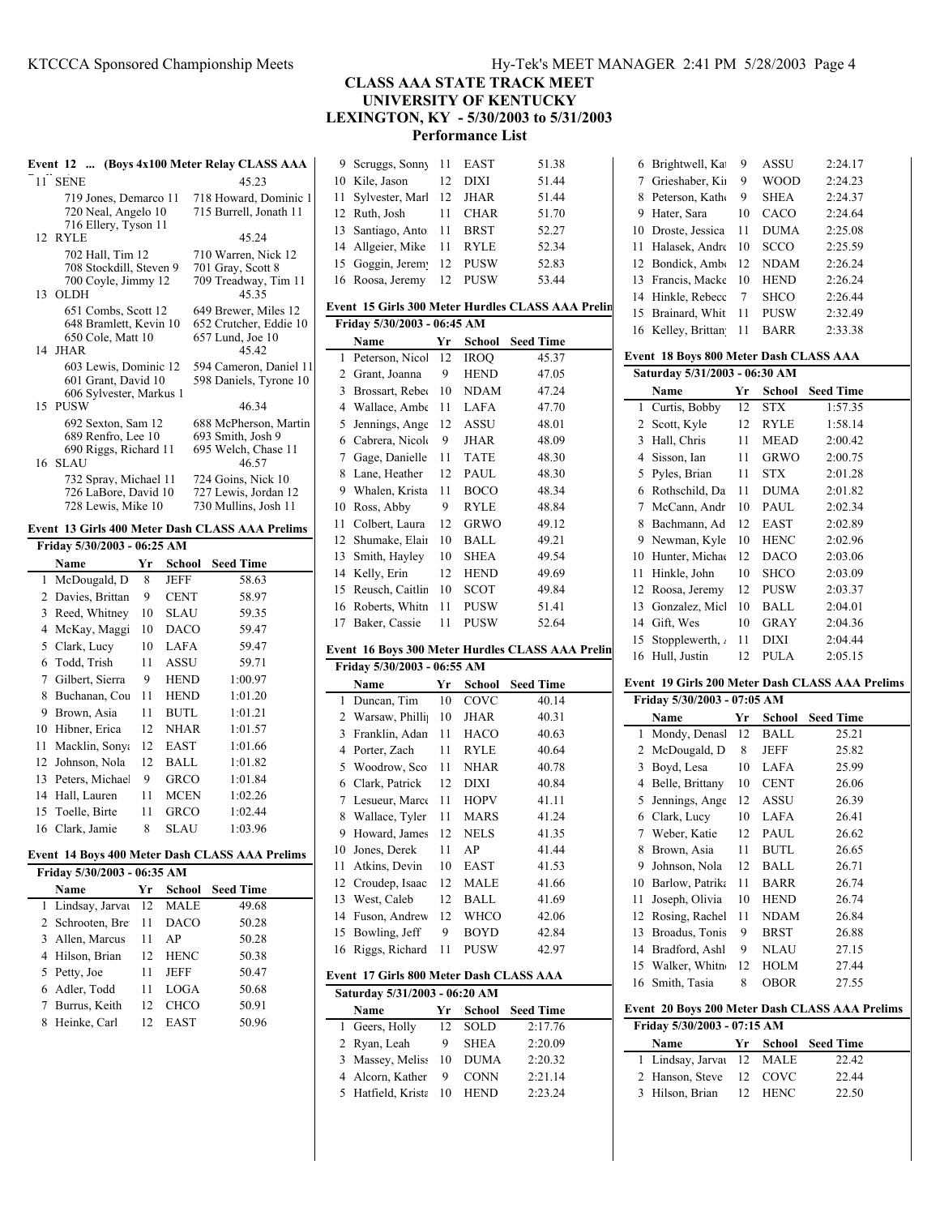# CLASS AAA STATE TRACK MEET
## UNIVERSITY OF KENTUCKY
## LEXINGTON, KY - 5/30/2003 to 5/31/2003
## Performance List

### Event 12 ... (Boys 4x100 Meter Relay CLASS AAA

| | Team | Seed Time |
|---|---|---|
| 11 | SENE | 45.23 |
| | 719 Jones, Demarco 11; 718 Howard, Dominic 1; 720 Neal, Angelo 10; 715 Burrell, Jonath 11; 716 Ellery, Tyson 11 | |
| 12 | RYLE | 45.24 |
| | 702 Hall, Tim 12; 710 Warren, Nick 12; 708 Stockdill, Steven 9; 701 Gray, Scott 8; 700 Coyle, Jimmy 12; 709 Treadway, Tim 11 | |
| 13 | OLDH | 45.35 |
| | 651 Combs, Scott 12; 649 Brewer, Miles 12; 648 Bramlett, Kevin 10; 652 Crutcher, Eddie 10; 650 Cole, Matt 10; 657 Lund, Joe 10 | |
| 14 | JHAR | 45.42 |
| | 603 Lewis, Dominic 12; 594 Cameron, Daniel 11; 601 Grant, David 10; 598 Daniels, Tyrone 10; 606 Sylvester, Markus 1 | |
| 15 | PUSW | 46.34 |
| | 692 Sexton, Sam 12; 688 McPherson, Martin; 689 Renfro, Lee 10; 693 Smith, Josh 9; 690 Riggs, Richard 11; 695 Welch, Chase 11 | |
| 16 | SLAU | 46.57 |
| | 732 Spray, Michael 11; 724 Goins, Nick 10; 726 LaBore, David 10; 727 Lewis, Jordan 12; 728 Lewis, Mike 10; 730 Mullins, Josh 11 | |

### Event 13 Girls 400 Meter Dash CLASS AAA Prelims

Friday 5/30/2003 - 06:25 AM

| | Name | Yr | School | Seed Time |
|---|---|---|---|---|
| 1 | McDougald, D | 8 | JEFF | 58.63 |
| 2 | Davies, Brittan | 9 | CENT | 58.97 |
| 3 | Reed, Whitney | 10 | SLAU | 59.35 |
| 4 | McKay, Maggi | 10 | DACO | 59.47 |
| 5 | Clark, Lucy | 10 | LAFA | 59.47 |
| 6 | Todd, Trish | 11 | ASSU | 59.71 |
| 7 | Gilbert, Sierra | 9 | HEND | 1:00.97 |
| 8 | Buchanan, Cou | 11 | HEND | 1:01.20 |
| 9 | Brown, Asia | 11 | BUTL | 1:01.21 |
| 10 | Hibner, Erica | 12 | NHAR | 1:01.57 |
| 11 | Macklin, Sonya | 12 | EAST | 1:01.66 |
| 12 | Johnson, Nola | 12 | BALL | 1:01.82 |
| 13 | Peters, Michael | 9 | GRCO | 1:01.84 |
| 14 | Hall, Lauren | 11 | MCEN | 1:02.26 |
| 15 | Toelle, Birte | 11 | GRCO | 1:02.44 |
| 16 | Clark, Jamie | 8 | SLAU | 1:03.96 |

### Event 14 Boys 400 Meter Dash CLASS AAA Prelims

Friday 5/30/2003 - 06:35 AM

| | Name | Yr | School | Seed Time |
|---|---|---|---|---|
| 1 | Lindsay, Jarvai | 12 | MALE | 49.68 |
| 2 | Schrooten, Bre | 11 | DACO | 50.28 |
| 3 | Allen, Marcus | 11 | AP | 50.28 |
| 4 | Hilson, Brian | 12 | HENC | 50.38 |
| 5 | Petty, Joe | 11 | JEFF | 50.47 |
| 6 | Adler, Todd | 11 | LOGA | 50.68 |
| 7 | Burrus, Keith | 12 | CHCO | 50.91 |
| 8 | Heinke, Carl | 12 | EAST | 50.96 |
| 9 | Scruggs, Sonny | 11 | EAST | 51.38 |
| 10 | Kile, Jason | 12 | DIXI | 51.44 |
| 11 | Sylvester, Marl | 12 | JHAR | 51.44 |
| 12 | Ruth, Josh | 11 | CHAR | 51.70 |
| 13 | Santiago, Anto | 11 | BRST | 52.27 |
| 14 | Allgeier, Mike | 11 | RYLE | 52.34 |
| 15 | Goggin, Jeremy | 12 | PUSW | 52.83 |
| 16 | Roosa, Jeremy | 12 | PUSW | 53.44 |

### Event 15 Girls 300 Meter Hurdles CLASS AAA Prelim

Friday 5/30/2003 - 06:45 AM

| | Name | Yr | School | Seed Time |
|---|---|---|---|---|
| 1 | Peterson, Nicol | 12 | IROQ | 45.37 |
| 2 | Grant, Joanna | 9 | HEND | 47.05 |
| 3 | Brossart, Rebe | 10 | NDAM | 47.24 |
| 4 | Wallace, Ambe | 11 | LAFA | 47.70 |
| 5 | Jennings, Ange | 12 | ASSU | 48.01 |
| 6 | Cabrera, Nicol | 9 | JHAR | 48.09 |
| 7 | Gage, Danielle | 11 | TATE | 48.30 |
| 8 | Lane, Heather | 12 | PAUL | 48.30 |
| 9 | Whalen, Krista | 11 | BOCO | 48.34 |
| 10 | Ross, Abby | 9 | RYLE | 48.84 |
| 11 | Colbert, Laura | 12 | GRWO | 49.12 |
| 12 | Shumake, Elair | 10 | BALL | 49.21 |
| 13 | Smith, Hayley | 10 | SHEA | 49.54 |
| 14 | Kelly, Erin | 12 | HEND | 49.69 |
| 15 | Reusch, Caitlin | 10 | SCOT | 49.84 |
| 16 | Roberts, Whitn | 11 | PUSW | 51.41 |
| 17 | Baker, Cassie | 11 | PUSW | 52.64 |

### Event 16 Boys 300 Meter Hurdles CLASS AAA Prelim

Friday 5/30/2003 - 06:55 AM

| | Name | Yr | School | Seed Time |
|---|---|---|---|---|
| 1 | Duncan, Tim | 10 | COVC | 40.14 |
| 2 | Warsaw, Philli | 10 | JHAR | 40.31 |
| 3 | Franklin, Adan | 11 | HACO | 40.63 |
| 4 | Porter, Zach | 11 | RYLE | 40.64 |
| 5 | Woodrow, Sco | 11 | NHAR | 40.78 |
| 6 | Clark, Patrick | 12 | DIXI | 40.84 |
| 7 | Lesueur, Marc | 11 | HOPV | 41.11 |
| 8 | Wallace, Tyler | 11 | MARS | 41.24 |
| 9 | Howard, James | 12 | NELS | 41.35 |
| 10 | Jones, Derek | 11 | AP | 41.44 |
| 11 | Atkins, Devin | 10 | EAST | 41.53 |
| 12 | Croudep, Isaac | 12 | MALE | 41.66 |
| 13 | West, Caleb | 12 | BALL | 41.69 |
| 14 | Fuson, Andrew | 12 | WHCO | 42.06 |
| 15 | Bowling, Jeff | 9 | BOYD | 42.84 |
| 16 | Riggs, Richard | 11 | PUSW | 42.97 |

### Event 17 Girls 800 Meter Dash CLASS AAA

Saturday 5/31/2003 - 06:20 AM

| | Name | Yr | School | Seed Time |
|---|---|---|---|---|
| 1 | Geers, Holly | 12 | SOLD | 2:17.76 |
| 2 | Ryan, Leah | 9 | SHEA | 2:20.09 |
| 3 | Massey, Meliss | 10 | DUMA | 2:20.32 |
| 4 | Alcorn, Kather | 9 | CONN | 2:21.14 |
| 5 | Hatfield, Krista | 10 | HEND | 2:23.24 |
| 6 | Brightwell, Ka | 9 | ASSU | 2:24.17 |
| 7 | Grieshaber, Kir | 9 | WOOD | 2:24.23 |
| 8 | Peterson, Kath | 9 | SHEA | 2:24.37 |
| 9 | Hater, Sara | 10 | CACO | 2:24.64 |
| 10 | Droste, Jessica | 11 | DUMA | 2:25.08 |
| 11 | Halasek, Andre | 10 | SCCO | 2:25.59 |
| 12 | Bondick, Amb | 12 | NDAM | 2:26.24 |
| 13 | Francis, Macke | 10 | HEND | 2:26.24 |
| 14 | Hinkle, Rebecc | 7 | SHCO | 2:26.44 |
| 15 | Brainard, Whit | 11 | PUSW | 2:32.49 |
| 16 | Kelley, Brittan | 11 | BARR | 2:33.38 |

### Event 18 Boys 800 Meter Dash CLASS AAA

Saturday 5/31/2003 - 06:30 AM

| | Name | Yr | School | Seed Time |
|---|---|---|---|---|
| 1 | Curtis, Bobby | 12 | STX | 1:57.35 |
| 2 | Scott, Kyle | 12 | RYLE | 1:58.14 |
| 3 | Hall, Chris | 11 | MEAD | 2:00.42 |
| 4 | Sisson, Ian | 11 | GRWO | 2:00.75 |
| 5 | Pyles, Brian | 11 | STX | 2:01.28 |
| 6 | Rothschild, Da | 11 | DUMA | 2:01.82 |
| 7 | McCann, Andr | 10 | PAUL | 2:02.34 |
| 8 | Bachmann, Ad | 12 | EAST | 2:02.89 |
| 9 | Newman, Kyle | 10 | HENC | 2:02.96 |
| 10 | Hunter, Michae | 12 | DACO | 2:03.06 |
| 11 | Hinkle, John | 10 | SHCO | 2:03.09 |
| 12 | Roosa, Jeremy | 12 | PUSW | 2:03.37 |
| 13 | Gonzalez, Micl | 10 | BALL | 2:04.01 |
| 14 | Gift, Wes | 10 | GRAY | 2:04.36 |
| 15 | Stopplewerth, | 11 | DIXI | 2:04.44 |
| 16 | Hull, Justin | 12 | PULA | 2:05.15 |

### Event 19 Girls 200 Meter Dash CLASS AAA Prelims

Friday 5/30/2003 - 07:05 AM

| | Name | Yr | School | Seed Time |
|---|---|---|---|---|
| 1 | Mondy, Denasl | 12 | BALL | 25.21 |
| 2 | McDougald, D | 8 | JEFF | 25.82 |
| 3 | Boyd, Lesa | 10 | LAFA | 25.99 |
| 4 | Belle, Brittany | 10 | CENT | 26.06 |
| 5 | Jennings, Ange | 12 | ASSU | 26.39 |
| 6 | Clark, Lucy | 10 | LAFA | 26.41 |
| 7 | Weber, Katie | 12 | PAUL | 26.62 |
| 8 | Brown, Asia | 11 | BUTL | 26.65 |
| 9 | Johnson, Nola | 12 | BALL | 26.71 |
| 10 | Barlow, Patrika | 11 | BARR | 26.74 |
| 11 | Joseph, Olivia | 10 | HEND | 26.74 |
| 12 | Rosing, Rachel | 11 | NDAM | 26.84 |
| 13 | Broadus, Tonis | 9 | BRST | 26.88 |
| 14 | Bradford, Ashl | 9 | NLAU | 27.15 |
| 15 | Walker, Whitn | 12 | HOLM | 27.44 |
| 16 | Smith, Tasia | 8 | OBOR | 27.55 |

### Event 20 Boys 200 Meter Dash CLASS AAA Prelims

Friday 5/30/2003 - 07:15 AM

| | Name | Yr | School | Seed Time |
|---|---|---|---|---|
| 1 | Lindsay, Jarvai | 12 | MALE | 22.42 |
| 2 | Hanson, Steve | 12 | COVC | 22.44 |
| 3 | Hilson, Brian | 12 | HENC | 22.50 |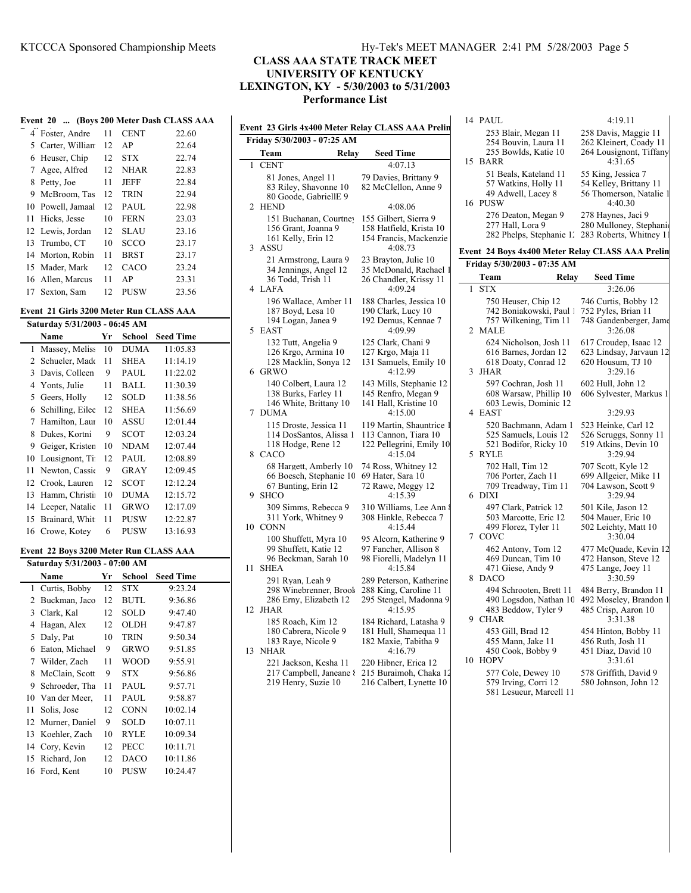# CLASS AAA STATE TRACK MEET
## UNIVERSITY OF KENTUCKY
## LEXINGTON, KY - 5/30/2003 to 5/31/2003
## Performance List

### Event 20 ... (Boys 200 Meter Dash CLASS AAA

| | Name | Yr | School | Seed Time |
|---|---|---|---|---|
| 4 | Foster, Andre | 11 | CENT | 22.60 |
| 5 | Carter, William | 12 | AP | 22.64 |
| 6 | Heuser, Chip | 12 | STX | 22.74 |
| 7 | Agee, Alfred | 12 | NHAR | 22.83 |
| 8 | Petty, Joe | 11 | JEFF | 22.84 |
| 9 | McBroom, Tas | 12 | TRIN | 22.94 |
| 10 | Powell, Jamaal | 12 | PAUL | 22.98 |
| 11 | Hicks, Jesse | 10 | FERN | 23.03 |
| 12 | Lewis, Jordan | 12 | SLAU | 23.16 |
| 13 | Trumbo, CT | 10 | SCCO | 23.17 |
| 14 | Morton, Robin | 11 | BRST | 23.17 |
| 15 | Mader, Mark | 12 | CACO | 23.24 |
| 16 | Allen, Marcus | 11 | AP | 23.31 |
| 17 | Sexton, Sam | 12 | PUSW | 23.56 |

### Event 21 Girls 3200 Meter Run CLASS AAA

Saturday 5/31/2003 - 06:45 AM

| | Name | Yr | School | Seed Time |
|---|---|---|---|---|
| 1 | Massey, Meliss | 10 | DUMA | 11:05.83 |
| 2 | Schueler, Madc | 11 | SHEA | 11:14.19 |
| 3 | Davis, Colleen | 9 | PAUL | 11:22.02 |
| 4 | Yonts, Julie | 11 | BALL | 11:30.39 |
| 5 | Geers, Holly | 12 | SOLD | 11:38.56 |
| 6 | Schilling, Eilee | 12 | SHEA | 11:56.69 |
| 7 | Hamilton, Laur | 10 | ASSU | 12:01.44 |
| 8 | Dukes, Kortni | 9 | SCOT | 12:03.24 |
| 9 | Geiger, Kristen | 10 | NDAM | 12:07.44 |
| 10 | Lousignont, Ti | 12 | PAUL | 12:08.89 |
| 11 | Newton, Cassic | 9 | GRAY | 12:09.45 |
| 12 | Crook, Lauren | 12 | SCOT | 12:12.24 |
| 13 | Hamm, Christi | 10 | DUMA | 12:15.72 |
| 14 | Leeper, Natalie | 11 | GRWO | 12:17.09 |
| 15 | Brainard, Whit | 11 | PUSW | 12:22.87 |
| 16 | Crowe, Kotey | 6 | PUSW | 13:16.93 |

### Event 22 Boys 3200 Meter Run CLASS AAA

Saturday 5/31/2003 - 07:00 AM

| | Name | Yr | School | Seed Time |
|---|---|---|---|---|
| 1 | Curtis, Bobby | 12 | STX | 9:23.24 |
| 2 | Buckman, Jaco | 12 | BUTL | 9:36.86 |
| 3 | Clark, Kal | 12 | SOLD | 9:47.40 |
| 4 | Hagan, Alex | 12 | OLDH | 9:47.87 |
| 5 | Daly, Pat | 10 | TRIN | 9:50.34 |
| 6 | Eaton, Michael | 9 | GRWO | 9:51.85 |
| 7 | Wilder, Zach | 11 | WOOD | 9:55.91 |
| 8 | McClain, Scott | 9 | STX | 9:56.86 |
| 9 | Schroeder, Tha | 11 | PAUL | 9:57.71 |
| 10 | Van der Meer, | 11 | PAUL | 9:58.87 |
| 11 | Solis, Jose | 12 | CONN | 10:02.14 |
| 12 | Murner, Daniel | 9 | SOLD | 10:07.11 |
| 13 | Koehler, Zach | 10 | RYLE | 10:09.34 |
| 14 | Cory, Kevin | 12 | PECC | 10:11.71 |
| 15 | Richard, Jon | 12 | DACO | 10:11.86 |
| 16 | Ford, Kent | 10 | PUSW | 10:24.47 |

### Event 23 Girls 4x400 Meter Relay CLASS AAA Prelim

Friday 5/30/2003 - 07:25 AM

| | Team | Relay | Seed Time |
|---|---|---|---|
| 1 | CENT | | 4:07.13 |
| | 81 Jones, Angel 11 | 79 Davies, Brittany 9 | |
| | 83 Riley, Shavonne 10 | 82 McClellon, Anne 9 | |
| | 80 Goode, GabriellE 9 | | |
| 2 | HEND | | 4:08.06 |
| | 151 Buchanan, Courtney | 155 Gilbert, Sierra 9 | |
| | 156 Grant, Joanna 9 | 158 Hatfield, Krista 10 | |
| | 161 Kelly, Erin 12 | 154 Francis, Mackenzie | |
| 3 | ASSU | | 4:08.73 |
| | 21 Armstrong, Laura 9 | 23 Brayton, Julie 10 | |
| | 34 Jennings, Angel 12 | 35 McDonald, Rachael 1 | |
| | 36 Todd, Trish 11 | 26 Chandler, Krissy 11 | |
| 4 | LAFA | | 4:09.24 |
| | 196 Wallace, Amber 11 | 188 Charles, Jessica 10 | |
| | 187 Boyd, Lesa 10 | 190 Clark, Lucy 10 | |
| | 194 Logan, Janea 9 | 192 Demus, Kennae 7 | |
| 5 | EAST | | 4:09.99 |
| | 132 Tutt, Angelia 9 | 125 Clark, Chani 9 | |
| | 126 Krgo, Armina 10 | 127 Krgo, Maja 11 | |
| | 128 Macklin, Sonya 12 | 131 Samuels, Emily 10 | |
| 6 | GRWO | | 4:12.99 |
| | 140 Colbert, Laura 12 | 143 Mills, Stephanie 12 | |
| | 138 Burks, Farley 11 | 145 Renfro, Megan 9 | |
| | 146 White, Brittany 10 | 141 Hall, Kristine 10 | |
| 7 | DUMA | | 4:15.00 |
| | 115 Droste, Jessica 11 | 119 Martin, Shauntrice 1 | |
| | 114 DosSantos, Alissa 1 | 113 Cannon, Tiara 10 | |
| | 118 Hodge, Rene 12 | 122 Pellegrini, Emily 10 | |
| 8 | CACO | | 4:15.04 |
| | 68 Hargett, Amberly 10 | 74 Ross, Whitney 12 | |
| | 66 Boesch, Stephanie 10 | 69 Hater, Sara 10 | |
| | 67 Bunting, Erin 12 | 72 Rawe, Meggy 12 | |
| 9 | SHCO | | 4:15.39 |
| | 309 Simms, Rebecca 9 | 310 Williams, Lee Ann | |
| | 311 York, Whitney 9 | 308 Hinkle, Rebecca 7 | |
| 10 | CONN | | 4:15.44 |
| | 100 Shuffett, Myra 10 | 95 Alcorn, Katherine 9 | |
| | 99 Shuffett, Katie 12 | 97 Fancher, Allison 8 | |
| | 96 Beckman, Sarah 10 | 98 Fiorelli, Madelyn 11 | |
| 11 | SHEA | | 4:15.84 |
| | 291 Ryan, Leah 9 | 289 Peterson, Katherine | |
| | 298 Winebrenner, Brook | 288 King, Caroline 11 | |
| | 286 Erny, Elizabeth 12 | 295 Stengel, Madonna 9 | |
| 12 | JHAR | | 4:15.95 |
| | 185 Roach, Kim 12 | 184 Richard, Latasha 9 | |
| | 180 Cabrera, Nicole 9 | 181 Hull, Shamequa 11 | |
| | 183 Raye, Nicole 9 | 182 Maxie, Tabitha 9 | |
| 13 | NHAR | | 4:16.79 |
| | 221 Jackson, Kesha 11 | 220 Hibner, Erica 12 | |
| | 217 Campbell, Janeane | 215 Buraimoh, Chaka 12 | |
| | 219 Henry, Suzie 10 | 216 Calbert, Lynette 10 | |
| 14 | PAUL | | 4:19.11 |
| | 253 Blair, Megan 11 | 258 Davis, Maggie 11 | |
| | 254 Bouvin, Laura 11 | 262 Kleinert, Coady 11 | |
| | 255 Bowlds, Katie 10 | 264 Lousignont, Tiffany | |
| 15 | BARR | | 4:31.65 |
| | 51 Beals, Kateland 11 | 55 King, Jessica 7 | |
| | 57 Watkins, Holly 11 | 54 Kelley, Brittany 11 | |
| | 49 Adwell, Lacey 8 | 56 Thomerson, Natalie 1 | |
| 16 | PUSW | | 4:40.30 |
| | 276 Deaton, Megan 9 | 278 Haynes, Jaci 9 | |
| | 277 Hall, Lora 9 | 280 Mulloney, Stephanie | |
| | 282 Phelps, Stephanie 1 | 283 Roberts, Whitney 11 | |

### Event 24 Boys 4x400 Meter Relay CLASS AAA Prelim

Friday 5/30/2003 - 07:35 AM

| | Team | Relay | Seed Time |
|---|---|---|---|
| 1 | STX | | 3:26.06 |
| | 750 Heuser, Chip 12 | 746 Curtis, Bobby 12 | |
| | 742 Boniakowski, Paul 1 | 752 Pyles, Brian 11 | |
| | 757 Wilkening, Tim 11 | 748 Gandenberger, Jame | |
| 2 | MALE | | 3:26.08 |
| | 624 Nicholson, Josh 11 | 617 Croudep, Isaac 12 | |
| | 616 Barnes, Jordan 12 | 623 Lindsay, Jarvaun 12 | |
| | 618 Doaty, Conrad 12 | 620 Housum, TJ 10 | |
| 3 | JHAR | | 3:29.16 |
| | 597 Cochran, Josh 11 | 602 Hull, John 12 | |
| | 608 Warsaw, Phillip 10 | 606 Sylvester, Markus 1 | |
| | 603 Lewis, Dominic 12 | | |
| 4 | EAST | | 3:29.93 |
| | 520 Bachmann, Adam 1 | 523 Heinke, Carl 12 | |
| | 525 Samuels, Louis 12 | 526 Scruggs, Sonny 11 | |
| | 521 Bodifor, Ricky 10 | 519 Atkins, Devin 10 | |
| 5 | RYLE | | 3:29.94 |
| | 702 Hall, Tim 12 | 707 Scott, Kyle 12 | |
| | 706 Porter, Zach 11 | 699 Allgeier, Mike 11 | |
| | 709 Treadway, Tim 11 | 704 Lawson, Scott 9 | |
| 6 | DIXI | | 3:29.94 |
| | 497 Clark, Patrick 12 | 501 Kile, Jason 12 | |
| | 503 Marcotte, Eric 12 | 504 Mauer, Eric 10 | |
| | 499 Florez, Tyler 11 | 502 Leichty, Matt 10 | |
| 7 | COVC | | 3:30.04 |
| | 462 Antony, Tom 12 | 477 McQuade, Kevin 12 | |
| | 469 Duncan, Tim 10 | 472 Hanson, Steve 12 | |
| | 471 Giese, Andy 9 | 475 Lange, Joey 11 | |
| 8 | DACO | | 3:30.59 |
| | 494 Schrooten, Brett 11 | 484 Berry, Brandon 11 | |
| | 490 Logsdon, Nathan 10 | 492 Moseley, Brandon 1 | |
| | 483 Beddow, Tyler 9 | 485 Crisp, Aaron 10 | |
| 9 | CHAR | | 3:31.38 |
| | 453 Gill, Brad 12 | 454 Hinton, Bobby 11 | |
| | 455 Mann, Jake 11 | 456 Ruth, Josh 11 | |
| | 450 Cook, Bobby 9 | 451 Diaz, David 10 | |
| 10 | HOPV | | 3:31.61 |
| | 577 Cole, Dewey 10 | 578 Griffith, David 9 | |
| | 579 Irving, Corri 12 | 580 Johnson, John 12 | |
| | 581 Lesueur, Marcell 11 | | |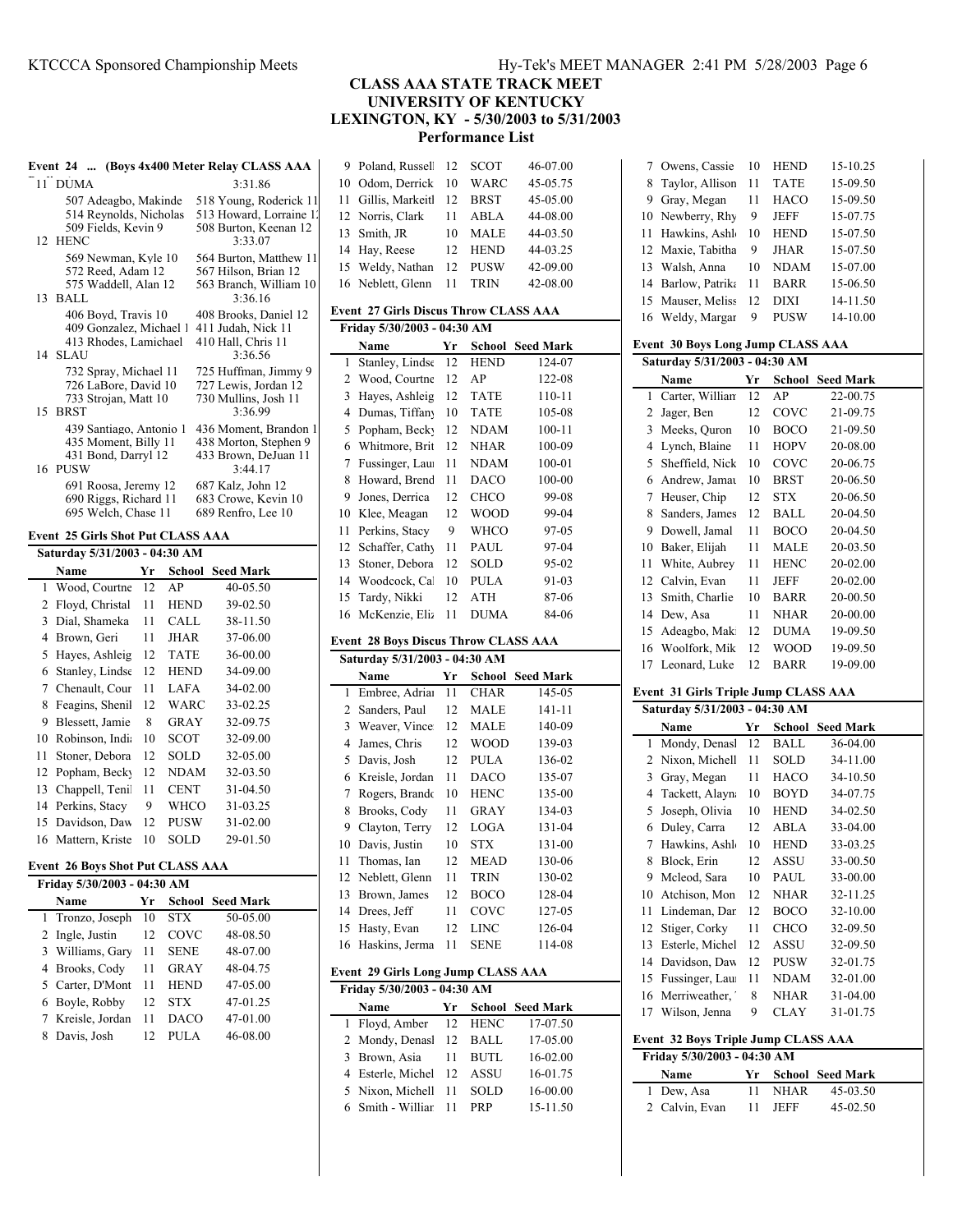# CLASS AAA STATE TRACK MEET
## UNIVERSITY OF KENTUCKY
## LEXINGTON, KY - 5/30/2003 to 5/31/2003
## Performance List

### Event 24 ... (Boys 4x400 Meter Relay CLASS AAA)

| | Team | Seed Mark |
|---|---|---|
| 11 | DUMA | 3:31.86 |
| | 507 Adeagbo, Makinde | 518 Young, Roderick 11 |
| | 514 Reynolds, Nicholas | 513 Howard, Lorraine 12 |
| | 509 Fields, Kevin 9 | 508 Burton, Keenan 12 |
| 12 | HENC | 3:33.07 |
| | 569 Newman, Kyle 10 | 564 Burton, Matthew 11 |
| | 572 Reed, Adam 12 | 567 Hilson, Brian 12 |
| | 575 Waddell, Alan 12 | 563 Branch, William 10 |
| 13 | BALL | 3:36.16 |
| | 406 Boyd, Travis 10 | 408 Brooks, Daniel 12 |
| | 409 Gonzalez, Michael 1 | 411 Judah, Nick 11 |
| | 413 Rhodes, Lamichael | 410 Hall, Chris 11 |
| 14 | SLAU | 3:36.56 |
| | 732 Spray, Michael 11 | 725 Huffman, Jimmy 9 |
| | 726 LaBore, David 10 | 727 Lewis, Jordan 12 |
| | 733 Strojan, Matt 10 | 730 Mullins, Josh 11 |
| 15 | BRST | 3:36.99 |
| | 439 Santiago, Antonio 1 | 436 Moment, Brandon 1 |
| | 435 Moment, Billy 11 | 438 Morton, Stephen 9 |
| | 431 Bond, Darryl 12 | 433 Brown, DeJuan 11 |
| 16 | PUSW | 3:44.17 |
| | 691 Roosa, Jeremy 12 | 687 Kalz, John 12 |
| | 690 Riggs, Richard 11 | 683 Crowe, Kevin 10 |
| | 695 Welch, Chase 11 | 689 Renfro, Lee 10 |

### Event 25 Girls Shot Put CLASS AAA

Saturday 5/31/2003 - 04:30 AM

| | Name | Yr | School | Seed Mark |
|---|---|---|---|---|
| 1 | Wood, Courtne | 12 | AP | 40-05.50 |
| 2 | Floyd, Christal | 11 | HEND | 39-02.50 |
| 3 | Dial, Shameka | 11 | CALL | 38-11.50 |
| 4 | Brown, Geri | 11 | JHAR | 37-06.00 |
| 5 | Hayes, Ashleig | 12 | TATE | 36-00.00 |
| 6 | Stanley, Lindse | 12 | HEND | 34-09.00 |
| 7 | Chenault, Cour | 11 | LAFA | 34-02.00 |
| 8 | Feagins, Shenil | 12 | WARC | 33-02.25 |
| 9 | Blessett, Jamie | 8 | GRAY | 32-09.75 |
| 10 | Robinson, Indi | 10 | SCOT | 32-09.00 |
| 11 | Stoner, Debora | 12 | SOLD | 32-05.00 |
| 12 | Popham, Becky | 12 | NDAM | 32-03.50 |
| 13 | Chappell, Tenil | 11 | CENT | 31-04.50 |
| 14 | Perkins, Stacy | 9 | WHCO | 31-03.25 |
| 15 | Davidson, Daw | 12 | PUSW | 31-02.00 |
| 16 | Mattern, Kriste | 10 | SOLD | 29-01.50 |

### Event 26 Boys Shot Put CLASS AAA

Friday 5/30/2003 - 04:30 AM

| | Name | Yr | School | Seed Mark |
|---|---|---|---|---|
| 1 | Tronzo, Joseph | 10 | STX | 50-05.00 |
| 2 | Ingle, Justin | 12 | COVC | 48-08.50 |
| 3 | Williams, Gary | 11 | SENE | 48-07.00 |
| 4 | Brooks, Cody | 11 | GRAY | 48-04.75 |
| 5 | Carter, D'Mont | 11 | HEND | 47-05.00 |
| 6 | Boyle, Robby | 12 | STX | 47-01.25 |
| 7 | Kreisle, Jordan | 11 | DACO | 47-01.00 |
| 8 | Davis, Josh | 12 | PULA | 46-08.00 |
| 9 | Poland, Russell | 12 | SCOT | 46-07.00 |
| 10 | Odom, Derrick | 10 | WARC | 45-05.75 |
| 11 | Gillis, Markeitl | 12 | BRST | 45-05.00 |
| 12 | Norris, Clark | 11 | ABLA | 44-08.00 |
| 13 | Smith, JR | 10 | MALE | 44-03.50 |
| 14 | Hay, Reese | 12 | HEND | 44-03.25 |
| 15 | Weldy, Nathan | 12 | PUSW | 42-09.00 |
| 16 | Neblett, Glenn | 11 | TRIN | 42-08.00 |

### Event 27 Girls Discus Throw CLASS AAA

Friday 5/30/2003 - 04:30 AM

| | Name | Yr | School | Seed Mark |
|---|---|---|---|---|
| 1 | Stanley, Lindse | 12 | HEND | 124-07 |
| 2 | Wood, Courtne | 12 | AP | 122-08 |
| 3 | Hayes, Ashleig | 12 | TATE | 110-11 |
| 4 | Dumas, Tiffany | 10 | TATE | 105-08 |
| 5 | Popham, Becky | 12 | NDAM | 100-11 |
| 6 | Whitmore, Brit | 12 | NHAR | 100-09 |
| 7 | Fussinger, Laur | 11 | NDAM | 100-01 |
| 8 | Howard, Brend | 11 | DACO | 100-00 |
| 9 | Jones, Derrica | 12 | CHCO | 99-08 |
| 10 | Klee, Meagan | 12 | WOOD | 99-04 |
| 11 | Perkins, Stacy | 9 | WHCO | 97-05 |
| 12 | Schaffer, Cathy | 11 | PAUL | 97-04 |
| 13 | Stoner, Debora | 12 | SOLD | 95-02 |
| 14 | Woodcock, Cal | 10 | PULA | 91-03 |
| 15 | Tardy, Nikki | 12 | ATH | 87-06 |
| 16 | McKenzie, Eliz | 11 | DUMA | 84-06 |

### Event 28 Boys Discus Throw CLASS AAA

Saturday 5/31/2003 - 04:30 AM

| | Name | Yr | School | Seed Mark |
|---|---|---|---|---|
| 1 | Embree, Adrian | 11 | CHAR | 145-05 |
| 2 | Sanders, Paul | 12 | MALE | 141-11 |
| 3 | Weaver, Vince | 12 | MALE | 140-09 |
| 4 | James, Chris | 12 | WOOD | 139-03 |
| 5 | Davis, Josh | 12 | PULA | 136-02 |
| 6 | Kreisle, Jordan | 11 | DACO | 135-07 |
| 7 | Rogers, Brando | 10 | HENC | 135-00 |
| 8 | Brooks, Cody | 11 | GRAY | 134-03 |
| 9 | Clayton, Terry | 12 | LOGA | 131-04 |
| 10 | Davis, Justin | 10 | STX | 131-00 |
| 11 | Thomas, Ian | 12 | MEAD | 130-06 |
| 12 | Neblett, Glenn | 11 | TRIN | 130-02 |
| 13 | Brown, James | 12 | BOCO | 128-04 |
| 14 | Drees, Jeff | 11 | COVC | 127-05 |
| 15 | Hasty, Evan | 12 | LINC | 126-04 |
| 16 | Haskins, Jerma | 11 | SENE | 114-08 |

### Event 29 Girls Long Jump CLASS AAA

Friday 5/30/2003 - 04:30 AM

| | Name | Yr | School | Seed Mark |
|---|---|---|---|---|
| 1 | Floyd, Amber | 12 | HENC | 17-07.50 |
| 2 | Mondy, Denasl | 12 | BALL | 17-05.00 |
| 3 | Brown, Asia | 11 | BUTL | 16-02.00 |
| 4 | Esterle, Michel | 12 | ASSU | 16-01.75 |
| 5 | Nixon, Michell | 11 | SOLD | 16-00.00 |
| 6 | Smith - Williar | 11 | PRP | 15-11.50 |
| 7 | Owens, Cassie | 10 | HEND | 15-10.25 |
| 8 | Taylor, Allison | 11 | TATE | 15-09.50 |
| 9 | Gray, Megan | 11 | HACO | 15-09.50 |
| 10 | Newberry, Rhy | 9 | JEFF | 15-07.75 |
| 11 | Hawkins, Ashl | 10 | HEND | 15-07.50 |
| 12 | Maxie, Tabitha | 9 | JHAR | 15-07.50 |
| 13 | Walsh, Anna | 10 | NDAM | 15-07.00 |
| 14 | Barlow, Patrika | 11 | BARR | 15-06.50 |
| 15 | Mauser, Meliss | 12 | DIXI | 14-11.50 |
| 16 | Weldy, Margar | 9 | PUSW | 14-10.00 |

### Event 30 Boys Long Jump CLASS AAA

Saturday 5/31/2003 - 04:30 AM

| | Name | Yr | School | Seed Mark |
|---|---|---|---|---|
| 1 | Carter, William | 12 | AP | 22-00.75 |
| 2 | Jager, Ben | 12 | COVC | 21-09.75 |
| 3 | Meeks, Quron | 10 | BOCO | 21-09.50 |
| 4 | Lynch, Blaine | 11 | HOPV | 20-08.00 |
| 5 | Sheffield, Nick | 10 | COVC | 20-06.75 |
| 6 | Andrew, Jamau | 10 | BRST | 20-06.50 |
| 7 | Heuser, Chip | 12 | STX | 20-06.50 |
| 8 | Sanders, James | 12 | BALL | 20-04.50 |
| 9 | Dowell, Jamal | 11 | BOCO | 20-04.50 |
| 10 | Baker, Elijah | 11 | MALE | 20-03.50 |
| 11 | White, Aubrey | 11 | HENC | 20-02.00 |
| 12 | Calvin, Evan | 11 | JEFF | 20-02.00 |
| 13 | Smith, Charlie | 10 | BARR | 20-00.50 |
| 14 | Dew, Asa | 11 | NHAR | 20-00.00 |
| 15 | Adeagbo, Mak | 12 | DUMA | 19-09.50 |
| 16 | Woolfork, Mik | 12 | WOOD | 19-09.50 |
| 17 | Leonard, Luke | 12 | BARR | 19-09.00 |

### Event 31 Girls Triple Jump CLASS AAA

Saturday 5/31/2003 - 04:30 AM

| | Name | Yr | School | Seed Mark |
|---|---|---|---|---|
| 1 | Mondy, Denasl | 12 | BALL | 36-04.00 |
| 2 | Nixon, Michell | 11 | SOLD | 34-11.00 |
| 3 | Gray, Megan | 11 | HACO | 34-10.50 |
| 4 | Tackett, Alayn | 10 | BOYD | 34-07.75 |
| 5 | Joseph, Olivia | 10 | HEND | 34-02.50 |
| 6 | Duley, Carra | 12 | ABLA | 33-04.00 |
| 7 | Hawkins, Ashl | 10 | HEND | 33-03.25 |
| 8 | Block, Erin | 12 | ASSU | 33-00.50 |
| 9 | Mcleod, Sara | 10 | PAUL | 33-00.00 |
| 10 | Atchison, Mon | 12 | NHAR | 32-11.25 |
| 11 | Lindeman, Dar | 12 | BOCO | 32-10.00 |
| 12 | Stiger, Corky | 11 | CHCO | 32-09.50 |
| 13 | Esterle, Michel | 12 | ASSU | 32-09.50 |
| 14 | Davidson, Daw | 12 | PUSW | 32-01.75 |
| 15 | Fussinger, Laur | 11 | NDAM | 32-01.00 |
| 16 | Merriweather, | 8 | NHAR | 31-04.00 |
| 17 | Wilson, Jenna | 9 | CLAY | 31-01.75 |

### Event 32 Boys Triple Jump CLASS AAA

Friday 5/30/2003 - 04:30 AM

| | Name | Yr | School | Seed Mark |
|---|---|---|---|---|
| 1 | Dew, Asa | 11 | NHAR | 45-03.50 |
| 2 | Calvin, Evan | 11 | JEFF | 45-02.50 |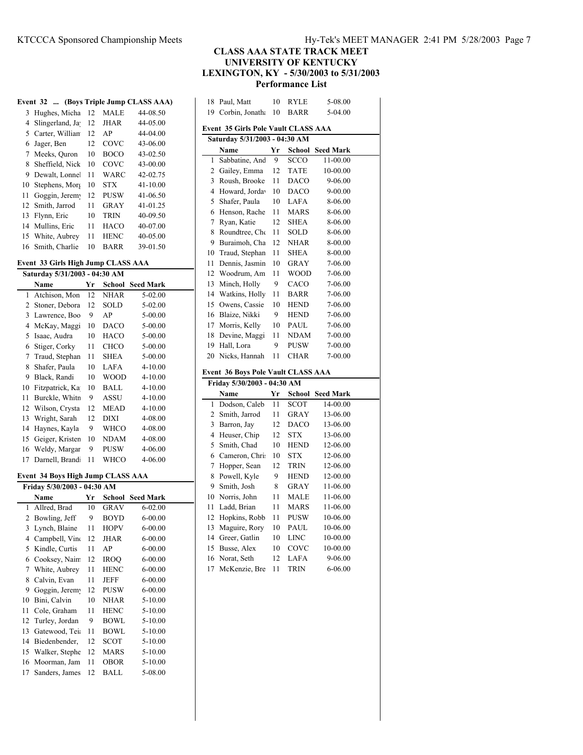## CLASS AAA STATE TRACK MEET
## UNIVERSITY OF KENTUCKY
## LEXINGTON, KY - 5/30/2003 to 5/31/2003
## Performance List

**Event 32 ... (Boys Triple Jump CLASS AAA)**

| | Name | Yr | School | Seed Mark |
|---|---|---|---|---|
| 3 | Hughes, Micha | 12 | MALE | 44-08.50 |
| 4 | Slingerland, Ja | 12 | JHAR | 44-05.00 |
| 5 | Carter, William | 12 | AP | 44-04.00 |
| 6 | Jager, Ben | 12 | COVC | 43-06.00 |
| 7 | Meeks, Quron | 10 | BOCO | 43-02.50 |
| 8 | Sheffield, Nick | 10 | COVC | 43-00.00 |
| 9 | Dewalt, Lonnel | 11 | WARC | 42-02.75 |
| 10 | Stephens, Morg | 10 | STX | 41-10.00 |
| 11 | Goggin, Jeremy | 12 | PUSW | 41-06.50 |
| 12 | Smith, Jarrod | 11 | GRAY | 41-01.25 |
| 13 | Flynn, Eric | 10 | TRIN | 40-09.50 |
| 14 | Mullins, Eric | 11 | HACO | 40-07.00 |
| 15 | White, Aubrey | 11 | HENC | 40-05.00 |
| 16 | Smith, Charlie | 10 | BARR | 39-01.50 |

**Event 33 Girls High Jump CLASS AAA**

Saturday 5/31/2003 - 04:30 AM

| | Name | Yr | School | Seed Mark |
|---|---|---|---|---|
| 1 | Atchison, Mon | 12 | NHAR | 5-02.00 |
| 2 | Stoner, Debora | 12 | SOLD | 5-02.00 |
| 3 | Lawrence, Boo | 9 | AP | 5-00.00 |
| 4 | McKay, Maggi | 10 | DACO | 5-00.00 |
| 5 | Isaac, Audra | 10 | HACO | 5-00.00 |
| 6 | Stiger, Corky | 11 | CHCO | 5-00.00 |
| 7 | Traud, Stephan | 11 | SHEA | 5-00.00 |
| 8 | Shafer, Paula | 10 | LAFA | 4-10.00 |
| 9 | Black, Randi | 10 | WOOD | 4-10.00 |
| 10 | Fitzpatrick, Ka | 10 | BALL | 4-10.00 |
| 11 | Burckle, Whitn | 9 | ASSU | 4-10.00 |
| 12 | Wilson, Crysta | 12 | MEAD | 4-10.00 |
| 13 | Wright, Sarah | 12 | DIXI | 4-08.00 |
| 14 | Haynes, Kayla | 9 | WHCO | 4-08.00 |
| 15 | Geiger, Kristen | 10 | NDAM | 4-08.00 |
| 16 | Weldy, Margar | 9 | PUSW | 4-06.00 |
| 17 | Darnell, Brandi | 11 | WHCO | 4-06.00 |

**Event 34 Boys High Jump CLASS AAA**

Friday 5/30/2003 - 04:30 AM

| | Name | Yr | School | Seed Mark |
|---|---|---|---|---|
| 1 | Allred, Brad | 10 | GRAV | 6-02.00 |
| 2 | Bowling, Jeff | 9 | BOYD | 6-00.00 |
| 3 | Lynch, Blaine | 11 | HOPV | 6-00.00 |
| 4 | Campbell, Vinc | 12 | JHAR | 6-00.00 |
| 5 | Kindle, Curtis | 11 | AP | 6-00.00 |
| 6 | Cooksey, Naim | 12 | IROQ | 6-00.00 |
| 7 | White, Aubrey | 11 | HENC | 6-00.00 |
| 8 | Calvin, Evan | 11 | JEFF | 6-00.00 |
| 9 | Goggin, Jeremy | 12 | PUSW | 6-00.00 |
| 10 | Bini, Calvin | 10 | NHAR | 5-10.00 |
| 11 | Cole, Graham | 11 | HENC | 5-10.00 |
| 12 | Turley, Jordan | 9 | BOWL | 5-10.00 |
| 13 | Gatewood, Teia | 11 | BOWL | 5-10.00 |
| 14 | Biedenbender, | 12 | SCOT | 5-10.00 |
| 15 | Walker, Stephe | 12 | MARS | 5-10.00 |
| 16 | Moorman, Jam | 11 | OBOR | 5-10.00 |
| 17 | Sanders, James | 12 | BALL | 5-08.00 |
| 18 | Paul, Matt | 10 | RYLE | 5-08.00 |
| 19 | Corbin, Jonatha | 10 | BARR | 5-04.00 |

**Event 35 Girls Pole Vault CLASS AAA**

Saturday 5/31/2003 - 04:30 AM

| | Name | Yr | School | Seed Mark |
|---|---|---|---|---|
| 1 | Sabbatine, And | 9 | SCCO | 11-00.00 |
| 2 | Gailey, Emma | 12 | TATE | 10-00.00 |
| 3 | Roush, Brooke | 11 | DACO | 9-06.00 |
| 4 | Howard, Jordan | 10 | DACO | 9-00.00 |
| 5 | Shafer, Paula | 10 | LAFA | 8-06.00 |
| 6 | Henson, Rache | 11 | MARS | 8-06.00 |
| 7 | Ryan, Katie | 12 | SHEA | 8-06.00 |
| 8 | Roundtree, Che | 11 | SOLD | 8-06.00 |
| 9 | Buraimoh, Cha | 12 | NHAR | 8-00.00 |
| 10 | Traud, Stephan | 11 | SHEA | 8-00.00 |
| 11 | Dennis, Jasmin | 10 | GRAY | 7-06.00 |
| 12 | Woodrum, Am | 11 | WOOD | 7-06.00 |
| 13 | Minch, Holly | 9 | CACO | 7-06.00 |
| 14 | Watkins, Holly | 11 | BARR | 7-06.00 |
| 15 | Owens, Cassie | 10 | HEND | 7-06.00 |
| 16 | Blaize, Nikki | 9 | HEND | 7-06.00 |
| 17 | Morris, Kelly | 10 | PAUL | 7-06.00 |
| 18 | Devine, Maggi | 11 | NDAM | 7-00.00 |
| 19 | Hall, Lora | 9 | PUSW | 7-00.00 |
| 20 | Nicks, Hannah | 11 | CHAR | 7-00.00 |

**Event 36 Boys Pole Vault CLASS AAA**

Friday 5/30/2003 - 04:30 AM

| | Name | Yr | School | Seed Mark |
|---|---|---|---|---|
| 1 | Dodson, Caleb | 11 | SCOT | 14-00.00 |
| 2 | Smith, Jarrod | 11 | GRAY | 13-06.00 |
| 3 | Barron, Jay | 12 | DACO | 13-06.00 |
| 4 | Heuser, Chip | 12 | STX | 13-06.00 |
| 5 | Smith, Chad | 10 | HEND | 12-06.00 |
| 6 | Cameron, Chris | 10 | STX | 12-06.00 |
| 7 | Hopper, Sean | 12 | TRIN | 12-06.00 |
| 8 | Powell, Kyle | 9 | HEND | 12-00.00 |
| 9 | Smith, Josh | 8 | GRAY | 11-06.00 |
| 10 | Norris, John | 11 | MALE | 11-06.00 |
| 11 | Ladd, Brian | 11 | MARS | 11-06.00 |
| 12 | Hopkins, Robb | 11 | PUSW | 10-06.00 |
| 13 | Maguire, Rory | 10 | PAUL | 10-06.00 |
| 14 | Greer, Gatlin | 10 | LINC | 10-00.00 |
| 15 | Busse, Alex | 10 | COVC | 10-00.00 |
| 16 | Norat, Seth | 12 | LAFA | 9-06.00 |
| 17 | McKenzie, Bre | 11 | TRIN | 6-06.00 |